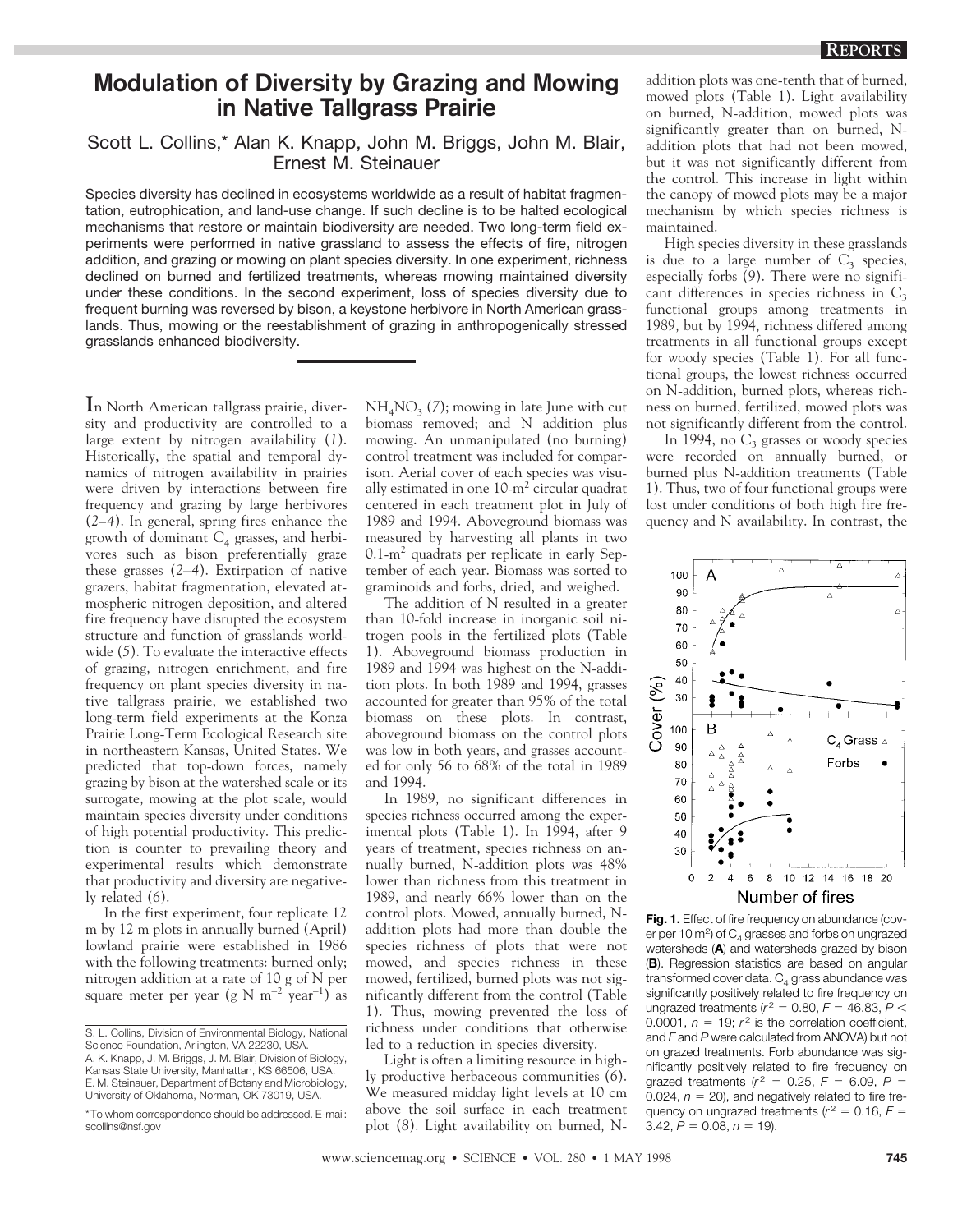# Modulation of Diversity by Grazing and Mowing in Native Tallgrass Prairie

Scott L. Collins,* Alan K. Knapp, John M. Briggs, John M. Blair, Ernest M. Steinauer

Species diversity has declined in ecosystems worldwide as a result of habitat fragmentation, eutrophication, and land-use change. If such decline is to be halted ecological mechanisms that restore or maintain biodiversity are needed. Two long-term field experiments were performed in native grassland to assess the effects of fire, nitrogen addition, and grazing or mowing on plant species diversity. In one experiment, richness declined on burned and fertilized treatments, whereas mowing maintained diversity under these conditions. In the second experiment, loss of species diversity due to frequent burning was reversed by bison, a keystone herbivore in North American grasslands. Thus, mowing or the reestablishment of grazing in anthropogenically stressed grasslands enhanced biodiversity.

In North American tallgrass prairie, diversity and productivity are controlled to a large extent by nitrogen availability (*1*). Historically, the spatial and temporal dynamics of nitrogen availability in prairies were driven by interactions between fire frequency and grazing by large herbivores (*2–4*). In general, spring fires enhance the growth of dominant $C_4$ grasses, and herbivores such as bison preferentially graze these grasses (*2–4*). Extirpation of native grazers, habitat fragmentation, elevated atmospheric nitrogen deposition, and altered fire frequency have disrupted the ecosystem structure and function of grasslands worldwide (*5*). To evaluate the interactive effects of grazing, nitrogen enrichment, and fire frequency on plant species diversity in native tallgrass prairie, we established two long-term field experiments at the Konza Prairie Long-Term Ecological Research site in northeastern Kansas, United States. We predicted that top-down forces, namely grazing by bison at the watershed scale or its surrogate, mowing at the plot scale, would maintain species diversity under conditions of high potential productivity. This prediction is counter to prevailing theory and experimental results which demonstrate that productivity and diversity are negatively related (*6*).

In the first experiment, four replicate 12 m by 12 m plots in annually burned (April) lowland prairie were established in 1986 with the following treatments: burned only; nitrogen addition at a rate of 10 g of N per square meter per year (g N $m^{-2}$ $year^{-1}$) as $NH_4NO_3$ (*7*); mowing in late June with cut biomass removed; and N addition plus mowing. An unmanipulated (no burning) control treatment was included for comparison. Aerial cover of each species was visually estimated in one 10-$m^2$ circular quadrat centered in each treatment plot in July of 1989 and 1994. Aboveground biomass was measured by harvesting all plants in two 0.1-$m^2$ quadrats per replicate in early September of each year. Biomass was sorted to graminoids and forbs, dried, and weighed.

The addition of N resulted in a greater than 10-fold increase in inorganic soil nitrogen pools in the fertilized plots (Table 1). Aboveground biomass production in 1989 and 1994 was highest on the N-addition plots. In both 1989 and 1994, grasses accounted for greater than 95% of the total biomass on these plots. In contrast, aboveground biomass on the control plots was low in both years, and grasses accounted for only 56 to 68% of the total in 1989 and 1994.

In 1989, no significant differences in species richness occurred among the experimental plots (Table 1). In 1994, after 9 years of treatment, species richness on annually burned, N-addition plots was 48% lower than richness from this treatment in 1989, and nearly 66% lower than on the control plots. Mowed, annually burned, N-addition plots had more than double the species richness of plots that were not mowed, and species richness in these mowed, fertilized, burned plots was not significantly different from the control (Table 1). Thus, mowing prevented the loss of richness under conditions that otherwise led to a reduction in species diversity.

Light is often a limiting resource in highly productive herbaceous communities (*6*). We measured midday light levels at 10 cm above the soil surface in each treatment plot (*8*). Light availability on burned, N-addition plots was one-tenth that of burned, mowed plots (Table 1). Light availability on burned, N-addition, mowed plots was significantly greater than on burned, N-addition plots that had not been mowed, but it was not significantly different from the control. This increase in light within the canopy of mowed plots may be a major mechanism by which species richness is maintained.

High species diversity in these grasslands is due to a large number of $C_3$ species, especially forbs (*9*). There were no significant differences in species richness in $C_3$ functional groups among treatments in 1989, but by 1994, richness differed among treatments in all functional groups except for woody species (Table 1). For all functional groups, the lowest richness occurred on N-addition, burned plots, whereas richness on burned, fertilized, mowed plots was not significantly different from the control.

In 1994, no $C_3$ grasses or woody species were recorded on annually burned, or burned plus N-addition treatments (Table 1). Thus, two of four functional groups were lost under conditions of both high fire frequency and N availability. In contrast, the

**Fig. 1.** Effect of fire frequency on abundance (cover per 10 $m^2$) of $C_4$ grasses and forbs on ungrazed watersheds (**A**) and watersheds grazed by bison (**B**). Regression statistics are based on angular transformed cover data. $C_4$ grass abundance was significantly positively related to fire frequency on ungrazed treatments ($r^2$ = 0.80, $F$ = 46.83, $P$ < 0.0001, $n$ = 19; $r^2$ is the correlation coefficient, and $F$ and $P$ were calculated from ANOVA) but not on grazed treatments. Forb abundance was significantly positively related to fire frequency on grazed treatments ($r^2$ = 0.25, $F$ = 6.09, $P$ = 0.024, $n$ = 20), and negatively related to fire frequency on ungrazed treatments ($r^2$ = 0.16, $F$ = 3.42, $P$ = 0.08, $n$ = 19).

---

S. L. Collins, Division of Environmental Biology, National Science Foundation, Arlington, VA 22230, USA.
A. K. Knapp, J. M. Briggs, J. M. Blair, Division of Biology, Kansas State University, Manhattan, KS 66506, USA.
E. M. Steinauer, Department of Botany and Microbiology, University of Oklahoma, Norman, OK 73019, USA.

*To whom correspondence should be addressed. E-mail: scollins@nsf.gov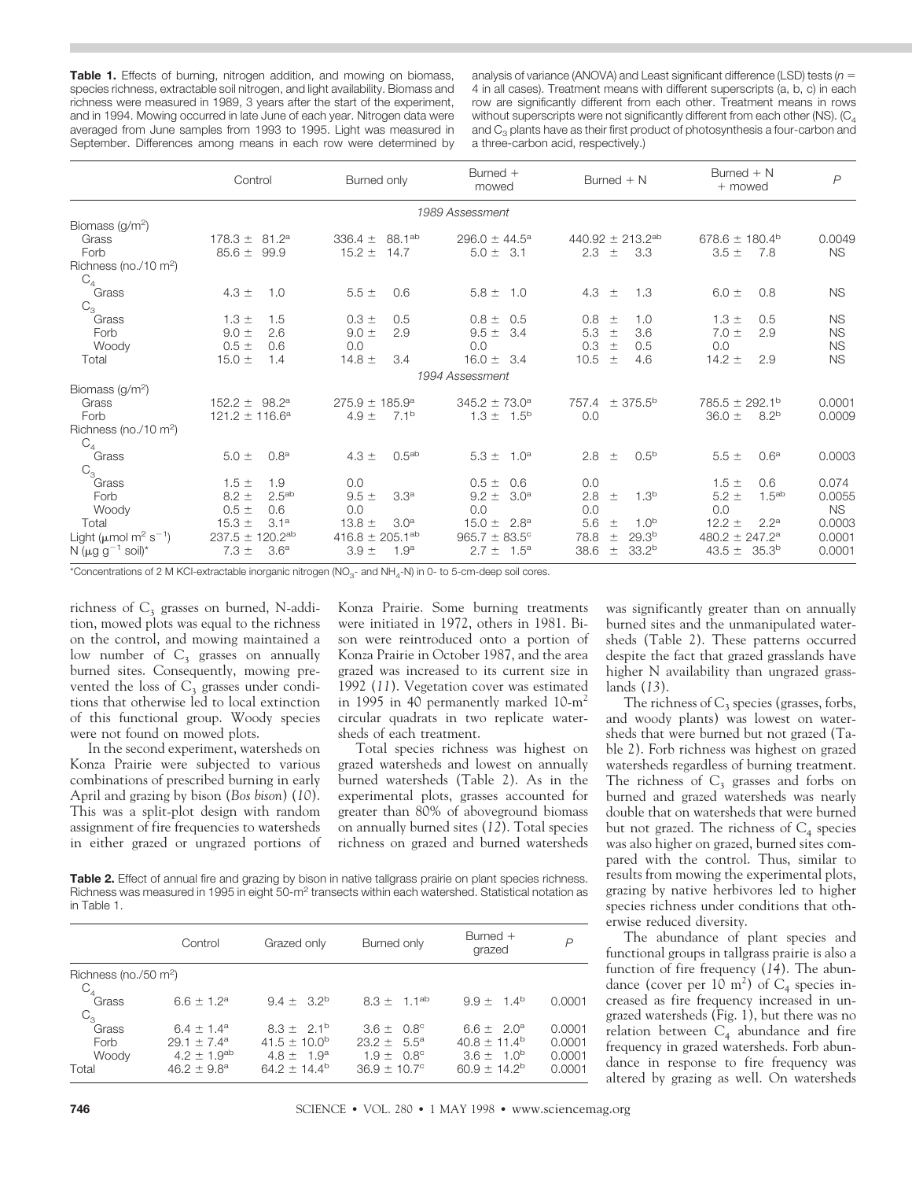**Table 1.** Effects of burning, nitrogen addition, and mowing on biomass, species richness, extractable soil nitrogen, and light availability. Biomass and richness were measured in 1989, 3 years after the start of the experiment, and in 1994. Mowing occurred in late June of each year. Nitrogen data were averaged from June samples from 1993 to 1995. Light was measured in September. Differences among means in each row were determined by analysis of variance (ANOVA) and Least significant difference (LSD) tests ($n$ = 4 in all cases). Treatment means with different superscripts (a, b, c) in each row are significantly different from each other. Treatment means in rows without superscripts were not significantly different from each other (NS). ($C_4$ and $C_3$ plants have as their first product of photosynthesis a four-carbon and a three-carbon acid, respectively.)

| | Control | Burned only | Burned + mowed | Burned + N | Burned + N + mowed | $P$ |
|---|---|---|---|---|---|---|
| | | | *1989 Assessment* | | | |
| Biomass (g/m$^2$) | | | | | | |
| Grass | 178.3 ± 81.2$^a$ | 336.4 ± 88.1$^{ab}$ | 296.0 ± 44.5$^a$ | 440.92 ± 213.2$^{ab}$ | 678.6 ± 180.4$^b$ | 0.0049 |
| Forb | 85.6 ± 99.9 | 15.2 ± 14.7 | 5.0 ± 3.1 | 2.3 ± 3.3 | 3.5 ± 7.8 | NS |
| Richness (no./10 m$^2$) | | | | | | |
| $C_4$ | | | | | | |
| Grass | 4.3 ± 1.0 | 5.5 ± 0.6 | 5.8 ± 1.0 | 4.3 ± 1.3 | 6.0 ± 0.8 | NS |
| $C_3$ | | | | | | |
| Grass | 1.3 ± 1.5 | 0.3 ± 0.5 | 0.8 ± 0.5 | 0.8 ± 1.0 | 1.3 ± 0.5 | NS |
| Forb | 9.0 ± 2.6 | 9.0 ± 2.9 | 9.5 ± 3.4 | 5.3 ± 3.6 | 7.0 ± 2.9 | NS |
| Woody | 0.5 ± 0.6 | 0.0 | 0.0 | 0.3 ± 0.5 | 0.0 | NS |
| Total | 15.0 ± 1.4 | 14.8 ± 3.4 | 16.0 ± 3.4 | 10.5 ± 4.6 | 14.2 ± 2.9 | NS |
| | | | *1994 Assessment* | | | |
| Biomass (g/m$^2$) | | | | | | |
| Grass | 152.2 ± 98.2$^a$ | 275.9 ± 185.9$^a$ | 345.2 ± 73.0$^a$ | 757.4 ± 375.5$^b$ | 785.5 ± 292.1$^b$ | 0.0001 |
| Forb | 121.2 ± 116.6$^a$ | 4.9 ± 7.1$^b$ | 1.3 ± 1.5$^b$ | 0.0 | 36.0 ± 8.2$^b$ | 0.0009 |
| Richness (no./10 m$^2$) | | | | | | |
| $C_4$ | | | | | | |
| Grass | 5.0 ± 0.8$^a$ | 4.3 ± 0.5$^{ab}$ | 5.3 ± 1.0$^a$ | 2.8 ± 0.5$^b$ | 5.5 ± 0.6$^a$ | 0.0003 |
| $C_3$ | | | | | | |
| Grass | 1.5 ± 1.9 | 0.0 | 0.5 ± 0.6 | 0.0 | 1.5 ± 0.6 | 0.074 |
| Forb | 8.2 ± 2.5$^{ab}$ | 9.5 ± 3.3$^a$ | 9.2 ± 3.0$^a$ | 2.8 ± 1.3$^b$ | 5.2 ± 1.5$^{ab}$ | 0.0055 |
| Woody | 0.5 ± 0.6 | 0.0 | 0.0 | 0.0 | 0.0 | NS |
| Total | 15.3 ± 3.1$^a$ | 13.8 ± 3.0$^a$ | 15.0 ± 2.8$^a$ | 5.6 ± 1.0$^b$ | 12.2 ± 2.2$^a$ | 0.0003 |
| Light (μmol m$^2$ s$^{-1}$) | 237.5 ± 120.2$^{ab}$ | 416.8 ± 205.1$^{ab}$ | 965.7 ± 83.5$^c$ | 78.8 ± 29.3$^b$ | 480.2 ± 247.2$^a$ | 0.0001 |
| N (μg g$^{-1}$ soil)* | 7.3 ± 3.6$^a$ | 3.9 ± 1.9$^a$ | 2.7 ± 1.5$^a$ | 38.6 ± 33.2$^b$ | 43.5 ± 35.3$^b$ | 0.0001 |

*Concentrations of 2 M KCl-extractable inorganic nitrogen ($NO_3$- and $NH_4$-N) in 0- to 5-cm-deep soil cores.

richness of $C_3$ grasses on burned, N-addition, mowed plots was equal to the richness on the control, and mowing maintained a low number of $C_3$ grasses on annually burned sites. Consequently, mowing prevented the loss of $C_3$ grasses under conditions that otherwise led to local extinction of this functional group. Woody species were not found on mowed plots.

In the second experiment, watersheds on Konza Prairie were subjected to various combinations of prescribed burning in early April and grazing by bison (*Bos bison*) (*10*). This was a split-plot design with random assignment of fire frequencies to watersheds in either grazed or ungrazed portions of Konza Prairie. Some burning treatments were initiated in 1972, others in 1981. Bison were reintroduced onto a portion of Konza Prairie in October 1987, and the area grazed was increased to its current size in 1992 (*11*). Vegetation cover was estimated in 1995 in 40 permanently marked 10-m$^2$ circular quadrats in two replicate watersheds of each treatment.

Total species richness was highest on grazed watersheds and lowest on annually burned watersheds (Table 2). As in the experimental plots, grasses accounted for greater than 80% of aboveground biomass on annually burned sites (*12*). Total species richness on grazed and burned watersheds was significantly greater than on annually burned sites and the unmanipulated watersheds (Table 2). These patterns occurred despite the fact that grazed grasslands have higher N availability than ungrazed grasslands (*13*).

The richness of $C_3$ species (grasses, forbs, and woody plants) was lowest on watersheds that were burned but not grazed (Table 2). Forb richness was highest on grazed watersheds regardless of burning treatment. The richness of $C_3$ grasses and forbs on burned and grazed watersheds was nearly double that on watersheds that were burned but not grazed. The richness of $C_4$ species was also higher on grazed, burned sites compared with the control. Thus, similar to results from mowing the experimental plots, grazing by native herbivores led to higher species richness under conditions that otherwise reduced diversity.

The abundance of plant species and functional groups in tallgrass prairie is also a function of fire frequency (*14*). The abundance (cover per 10 m$^2$) of $C_4$ species increased as fire frequency increased in ungrazed watersheds (Fig. 1), but there was no relation between $C_4$ abundance and fire frequency in grazed watersheds. Forb abundance in response to fire frequency was altered by grazing as well. On watersheds

**Table 2.** Effect of annual fire and grazing by bison in native tallgrass prairie on plant species richness. Richness was measured in 1995 in eight 50-m$^2$ transects within each watershed. Statistical notation as in Table 1.

| | Control | Grazed only | Burned only | Burned + grazed | $P$ |
|---|---|---|---|---|---|
| Richness (no./50 m$^2$) | | | | | |
| $C_4$ | | | | | |
| Grass | 6.6 ± 1.2$^a$ | 9.4 ± 3.2$^b$ | 8.3 ± 1.1$^{ab}$ | 9.9 ± 1.4$^b$ | 0.0001 |
| $C_3$ | | | | | |
| Grass | 6.4 ± 1.4$^a$ | 8.3 ± 2.1$^b$ | 3.6 ± 0.8$^c$ | 6.6 ± 2.0$^a$ | 0.0001 |
| Forb | 29.1 ± 7.4$^a$ | 41.5 ± 10.0$^b$ | 23.2 ± 5.5$^a$ | 40.8 ± 11.4$^b$ | 0.0001 |
| Woody | 4.2 ± 1.9$^{ab}$ | 4.8 ± 1.9$^a$ | 1.9 ± 0.8$^c$ | 3.6 ± 1.0$^b$ | 0.0001 |
| Total | 46.2 ± 9.8$^a$ | 64.2 ± 14.4$^b$ | 36.9 ± 10.7$^c$ | 60.9 ± 14.2$^b$ | 0.0001 |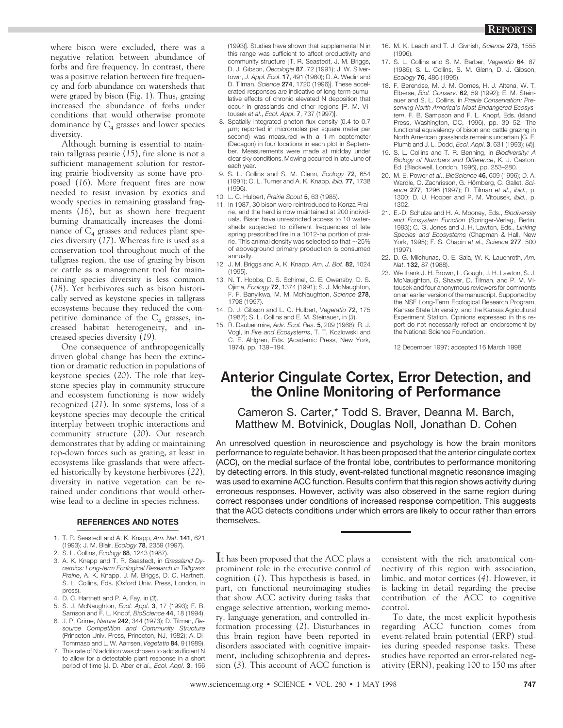where bison were excluded, there was a negative relation between abundance of forbs and fire frequency. In contrast, there was a positive relation between fire frequency and forb abundance on watersheds that were grazed by bison (Fig. 1). Thus, grazing increased the abundance of forbs under conditions that would otherwise promote dominance by $C_4$ grasses and lower species diversity.

Although burning is essential to maintain tallgrass prairie (*15*), fire alone is not a sufficient management solution for restoring prairie biodiversity as some have proposed (*16*). More frequent fires are now needed to resist invasion by exotics and woody species in remaining grassland fragments (*16*), but as shown here frequent burning dramatically increases the dominance of $C_4$ grasses and reduces plant species diversity (*17*). Whereas fire is used as a conservation tool throughout much of the tallgrass region, the use of grazing by bison or cattle as a management tool for maintaining species diversity is less common (*18*). Yet herbivores such as bison historically served as keystone species in tallgrass ecosystems because they reduced the competitive dominance of the $C_4$ grasses, increased habitat heterogeneity, and increased species diversity (*19*).

One consequence of anthropogenically driven global change has been the extinction or dramatic reduction in populations of keystone species (*20*). The role that keystone species play in community structure and ecosystem functioning is now widely recognized (*21*). In some systems, loss of a keystone species may decouple the critical interplay between trophic interactions and community structure (*20*). Our research demonstrates that by adding or maintaining top-down forces such as grazing, at least in ecosystems like grasslands that were affected historically by keystone herbivores (*22*), diversity in native vegetation can be retained under conditions that would otherwise lead to a decline in species richness.

### REFERENCES AND NOTES

1. T. R. Seastedt and A. K. Knapp, *Am. Nat.* **141**, 621 (1993); J. M. Blair, *Ecology* **78**, 2359 (1997).
2. S. L. Collins, *Ecology* **68**, 1243 (1987).
3. A. K. Knapp and T. R. Seastedt, in *Grassland Dynamics: Long-term Ecological Research in Tallgrass Prairie*, A. K. Knapp, J. M. Briggs, D. C. Hartnett, S. L. Collins, Eds. (Oxford Univ. Press, London, in press).
4. D. C. Hartnett and P. A. Fay, in (*3*).
5. S. J. McNaughton, *Ecol. Appl.* **3**, 17 (1993); F. B. Samson and F. L. Knopf, *BioScience* **44**, 18 (1994).
6. J. P. Grime, *Nature* **242**, 344 (1973); D. Tilman, *Resource Competition and Community Structure* (Princeton Univ. Press, Princeton, NJ, 1982); A. DiTommaso and L. W. Aarrsen, *Vegetatio* **84**, 9 (1989).
7. This rate of N addition was chosen to add sufficient N to allow for a detectable plant response in a short period of time [J. D. Aber *et al.*, *Ecol. Appl.* **3**, 156 (1993)]. Studies have shown that supplemental N in this range was sufficient to affect productivity and community structure [T. R. Seastedt, J. M. Briggs, D. J. Gibson, *Oecologia* **87**, 72 (1991); J. W. Silvertown, *J. Appl. Ecol.* **17**, 491 (1980); D. A. Wedin and D. Tilman, *Science* **274**, 1720 (1996)]. These accelerated responses are indicative of long-term cumulative effects of chronic elevated N deposition that occur in grasslands and other regions [P. M. Vitousek *et al.*, *Ecol. Appl.* **7**, 737 (1997)].
8. Spatially integrated photon flux density (0.4 to 0.7 μm; reported in micromoles per square meter per second) was measured with a 1-m ceptometer (Decagon) in four locations in each plot in September. Measurements were made at midday under clear sky conditions. Mowing occurred in late June of each year.
9. S. L. Collins and S. M. Glenn, *Ecology* **72**, 654 (1991); C. L. Turner and A. K. Knapp, *ibid.* **77**, 1738 (1996).
10. L. C. Hulbert, *Prairie Scout* **5**, 63 (1985).
11. In 1987, 30 bison were reintroduced to Konza Prairie, and the herd is now maintained at 200 individuals. Bison have unrestricted access to 10 watersheds subjected to different frequencies of late spring prescribed fire in a 1012-ha portion of prairie. This animal density was selected so that ~25% of aboveground primary production is consumed annually.
12. J. M. Briggs and A. K. Knapp, *Am. J. Bot.* **82**, 1024 (1995).
13. N. T. Hobbs, D. S. Schimel, C. E. Owensby, D. S. Ojima, *Ecology* **72**, 1374 (1991); S. J. McNaughton, F. F. Banyikwa, M. M. McNaughton, *Science* **278**, 1798 (1997).
14. D. J. Gibson and L. C. Hulbert, *Vegetatio* **72**, 175 (1987); S. L. Collins and E. M. Steinauer, in (*3*).
15. R. Daubenmire, *Adv. Ecol. Res.* **5**, 209 (1968); R. J. Vogl, in *Fire and Ecosystems*, T. T. Kozlowski and C. E. Ahlgren, Eds. (Academic Press, New York, 1974), pp. 139–194.
16. M. K. Leach and T. J. Givnish, *Science* **273**, 1555 (1996).
17. S. L. Collins and S. M. Barber, *Vegetatio* **64**, 87 (1985); S. L. Collins, S. M. Glenn, D. J. Gibson, *Ecology* **76**, 486 (1995).
18. F. Berendse, M. J. M. Oomes, H. J. Altena, W. T. Elberse, *Biol. Conserv.* **62**, 59 (1992); E. M. Steinauer and S. L. Collins, in *Prairie Conservation: Preserving North America's Most Endangered Ecosystem*, F. B. Sampson and F. L. Knopf, Eds. (Island Press, Washington, DC, 1996), pp. 39–52. The functional equivalency of bison and cattle grazing in North American grasslands remains uncertain [G. E. Plumb and J. L. Dodd, *Ecol. Appl.* **3**, 631 (1993); (*4*)].
19. S. L. Collins and T. R. Benning, in *Biodiversity: A Biology of Numbers and Difference*, K. J. Gaston, Ed. (Blackwell, London, 1996), pp. 253–280.
20. M. E. Power *et al.*, *BioScience* **46**, 609 (1996); D. A. Wardle, O. Zachrisson, G. Hörnberg, C. Gallet, *Science* **277**, 1296 (1997); D. Tilman *et al.*, *ibid.*, p. 1300; D. U. Hooper and P. M. Vitousek, *ibid.*, p. 1302.
21. E.-D. Schulze and H. A. Mooney, Eds., *Biodiversity and Ecosystem Function* (Springer-Verlag, Berlin, 1993); C. G. Jones and J. H. Lawton, Eds., *Linking Species and Ecosystems* (Chapman & Hall, New York, 1995); F. S. Chapin *et al.*, *Science* **277**, 500 (1997).
22. D. G. Milchunas, O. E. Sala, W. K. Lauenroth, *Am. Nat.* **132**, 87 (1988).
23. We thank J. H. Brown, L. Gough, J. H. Lawton, S. J. McNaughton, G. Shaver, D. Tilman, and P. M. Vitousek and four anonymous reviewers for comments on an earlier version of the manuscript. Supported by the NSF Long-Term Ecological Research Program, Kansas State University, and the Kansas Agricultural Experiment Station. Opinions expressed in this report do not necessarily reflect an endorsement by the National Science Foundation.

12 December 1997; accepted 16 March 1998

# Anterior Cingulate Cortex, Error Detection, and the Online Monitoring of Performance

Cameron S. Carter,* Todd S. Braver, Deanna M. Barch, Matthew M. Botvinick, Douglas Noll, Jonathan D. Cohen

**An unresolved question in neuroscience and psychology is how the brain monitors performance to regulate behavior. It has been proposed that the anterior cingulate cortex (ACC), on the medial surface of the frontal lobe, contributes to performance monitoring by detecting errors. In this study, event-related functional magnetic resonance imaging was used to examine ACC function. Results confirm that this region shows activity during erroneous responses. However, activity was also observed in the same region during correct responses under conditions of increased response competition. This suggests that the ACC detects conditions under which errors are likely to occur rather than errors themselves.**

It has been proposed that the ACC plays a prominent role in the executive control of cognition (*1*). This hypothesis is based, in part, on functional neuroimaging studies that show ACC activity during tasks that engage selective attention, working memory, language generation, and controlled information processing (*2*). Disturbances in this brain region have been reported in disorders associated with cognitive impairment, including schizophrenia and depression (*3*). This account of ACC function is consistent with the rich anatomical connectivity of this region with association, limbic, and motor cortices (*4*). However, it is lacking in detail regarding the precise contribution of the ACC to cognitive control.

To date, the most explicit hypothesis regarding ACC function comes from event-related brain potential (ERP) studies during speeded response tasks. These studies have reported an error-related negativity (ERN), peaking 100 to 150 ms after